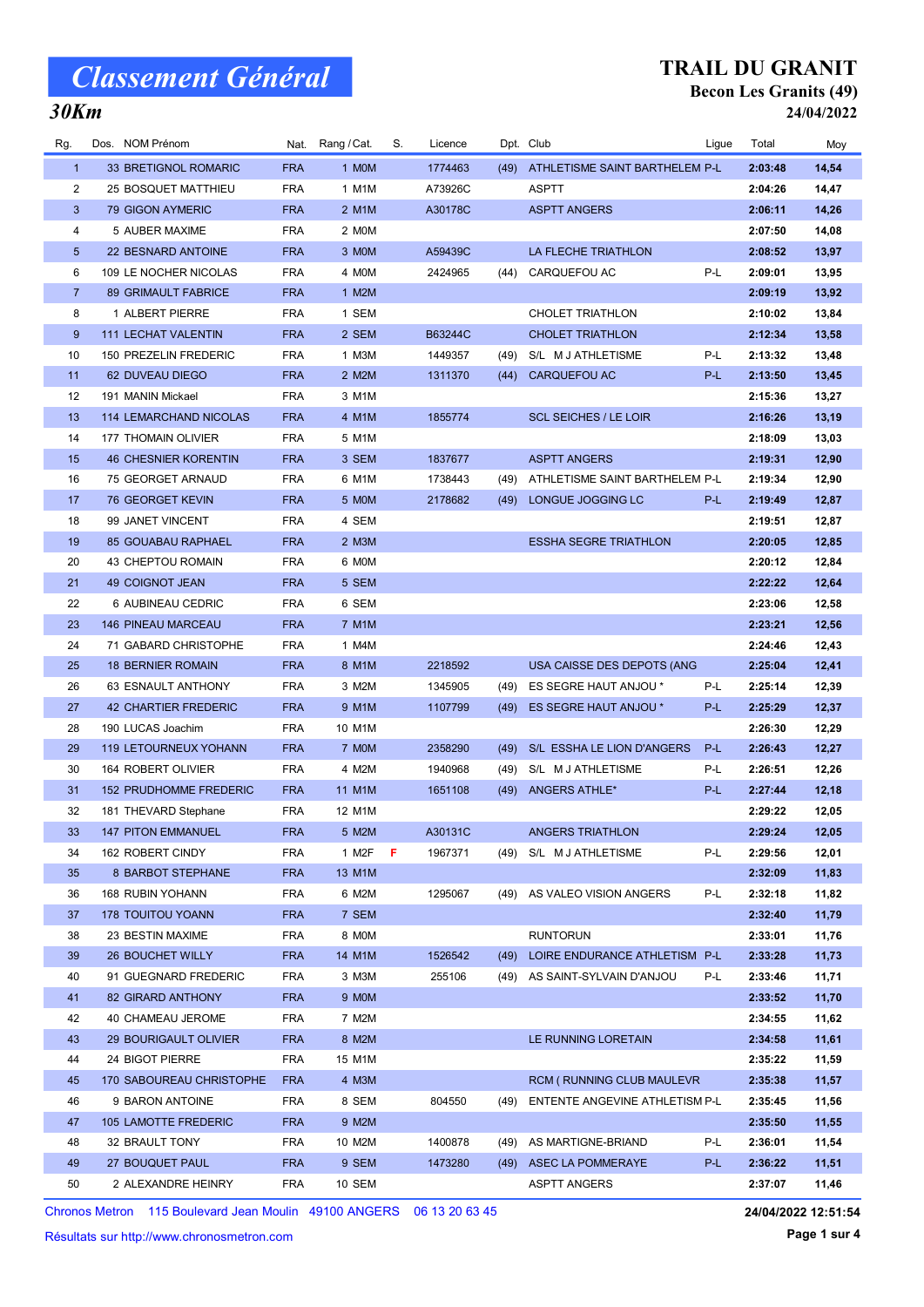# Classement Général

## 30Km

# TRAIL DU GRANIT

### Becon Les Granits (49)

### 24/04/2022

| Rg. | Dos. | NOM Prénom | Nat. | Rang / Cat. | S. | Licence | Dpt. | Club | Ligue | Total | Moy |
|---|---|---|---|---|---|---|---|---|---|---|---|
| 1 | 33 | BRETIGNOL ROMARIC | FRA | 1 M0M | | 1774463 | (49) | ATHLETISME SAINT BARTHELEM | P-L | 2:03:48 | 14,54 |
| 2 | 25 | BOSQUET MATTHIEU | FRA | 1 M1M | | A73926C | | ASPTT | | 2:04:26 | 14,47 |
| 3 | 79 | GIGON AYMERIC | FRA | 2 M1M | | A30178C | | ASPTT ANGERS | | 2:06:11 | 14,26 |
| 4 | 5 | AUBER MAXIME | FRA | 2 M0M | | | | | | 2:07:50 | 14,08 |
| 5 | 22 | BESNARD ANTOINE | FRA | 3 M0M | | A59439C | | LA FLECHE TRIATHLON | | 2:08:52 | 13,97 |
| 6 | 109 | LE NOCHER NICOLAS | FRA | 4 M0M | | 2424965 | (44) | CARQUEFOU AC | P-L | 2:09:01 | 13,95 |
| 7 | 89 | GRIMAULT FABRICE | FRA | 1 M2M | | | | | | 2:09:19 | 13,92 |
| 8 | 1 | ALBERT PIERRE | FRA | 1 SEM | | | | CHOLET TRIATHLON | | 2:10:02 | 13,84 |
| 9 | 111 | LECHAT VALENTIN | FRA | 2 SEM | | B63244C | | CHOLET TRIATHLON | | 2:12:34 | 13,58 |
| 10 | 150 | PREZELIN FREDERIC | FRA | 1 M3M | | 1449357 | (49) | S/L M J ATHLETISME | P-L | 2:13:32 | 13,48 |
| 11 | 62 | DUVEAU DIEGO | FRA | 2 M2M | | 1311370 | (44) | CARQUEFOU AC | P-L | 2:13:50 | 13,45 |
| 12 | 191 | MANIN Mickael | FRA | 3 M1M | | | | | | 2:15:36 | 13,27 |
| 13 | 114 | LEMARCHAND NICOLAS | FRA | 4 M1M | | 1855774 | | SCL SEICHES / LE LOIR | | 2:16:26 | 13,19 |
| 14 | 177 | THOMAIN OLIVIER | FRA | 5 M1M | | | | | | 2:18:09 | 13,03 |
| 15 | 46 | CHESNIER KORENTIN | FRA | 3 SEM | | 1837677 | | ASPTT ANGERS | | 2:19:31 | 12,90 |
| 16 | 75 | GEORGET ARNAUD | FRA | 6 M1M | | 1738443 | (49) | ATHLETISME SAINT BARTHELEM | P-L | 2:19:34 | 12,90 |
| 17 | 76 | GEORGET KEVIN | FRA | 5 M0M | | 2178682 | (49) | LONGUE JOGGING LC | P-L | 2:19:49 | 12,87 |
| 18 | 99 | JANET VINCENT | FRA | 4 SEM | | | | | | 2:19:51 | 12,87 |
| 19 | 85 | GOUABAU RAPHAEL | FRA | 2 M3M | | | | ESSHA SEGRE TRIATHLON | | 2:20:05 | 12,85 |
| 20 | 43 | CHEPTOU ROMAIN | FRA | 6 M0M | | | | | | 2:20:12 | 12,84 |
| 21 | 49 | COIGNOT JEAN | FRA | 5 SEM | | | | | | 2:22:22 | 12,64 |
| 22 | 6 | AUBINEAU CEDRIC | FRA | 6 SEM | | | | | | 2:23:06 | 12,58 |
| 23 | 146 | PINEAU MARCEAU | FRA | 7 M1M | | | | | | 2:23:21 | 12,56 |
| 24 | 71 | GABARD CHRISTOPHE | FRA | 1 M4M | | | | | | 2:24:46 | 12,43 |
| 25 | 18 | BERNIER ROMAIN | FRA | 8 M1M | | 2218592 | | USA CAISSE DES DEPOTS (ANG | | 2:25:04 | 12,41 |
| 26 | 63 | ESNAULT ANTHONY | FRA | 3 M2M | | 1345905 | (49) | ES SEGRE HAUT ANJOU * | P-L | 2:25:14 | 12,39 |
| 27 | 42 | CHARTIER FREDERIC | FRA | 9 M1M | | 1107799 | (49) | ES SEGRE HAUT ANJOU * | P-L | 2:25:29 | 12,37 |
| 28 | 190 | LUCAS Joachim | FRA | 10 M1M | | | | | | 2:26:30 | 12,29 |
| 29 | 119 | LETOURNEUX YOHANN | FRA | 7 M0M | | 2358290 | (49) | S/L ESSHA LE LION D'ANGERS | P-L | 2:26:43 | 12,27 |
| 30 | 164 | ROBERT OLIVIER | FRA | 4 M2M | | 1940968 | (49) | S/L M J ATHLETISME | P-L | 2:26:51 | 12,26 |
| 31 | 152 | PRUDHOMME FREDERIC | FRA | 11 M1M | | 1651108 | (49) | ANGERS ATHLE* | P-L | 2:27:44 | 12,18 |
| 32 | 181 | THEVARD Stephane | FRA | 12 M1M | | | | | | 2:29:22 | 12,05 |
| 33 | 147 | PITON EMMANUEL | FRA | 5 M2M | | A30131C | | ANGERS TRIATHLON | | 2:29:24 | 12,05 |
| 34 | 162 | ROBERT CINDY | FRA | 1 M2F | F | 1967371 | (49) | S/L M J ATHLETISME | P-L | 2:29:56 | 12,01 |
| 35 | 8 | BARBOT STEPHANE | FRA | 13 M1M | | | | | | 2:32:09 | 11,83 |
| 36 | 168 | RUBIN YOHANN | FRA | 6 M2M | | 1295067 | (49) | AS VALEO VISION ANGERS | P-L | 2:32:18 | 11,82 |
| 37 | 178 | TOUITOU YOANN | FRA | 7 SEM | | | | | | 2:32:40 | 11,79 |
| 38 | 23 | BESTIN MAXIME | FRA | 8 M0M | | | | RUNTORUN | | 2:33:01 | 11,76 |
| 39 | 26 | BOUCHET WILLY | FRA | 14 M1M | | 1526542 | (49) | LOIRE ENDURANCE ATHLETISM | P-L | 2:33:28 | 11,73 |
| 40 | 91 | GUEGNARD FREDERIC | FRA | 3 M3M | | 255106 | (49) | AS SAINT-SYLVAIN D'ANJOU | P-L | 2:33:46 | 11,71 |
| 41 | 82 | GIRARD ANTHONY | FRA | 9 M0M | | | | | | 2:33:52 | 11,70 |
| 42 | 40 | CHAMEAU JEROME | FRA | 7 M2M | | | | | | 2:34:55 | 11,62 |
| 43 | 29 | BOURIGAULT OLIVIER | FRA | 8 M2M | | | | LE RUNNING LORETAIN | | 2:34:58 | 11,61 |
| 44 | 24 | BIGOT PIERRE | FRA | 15 M1M | | | | | | 2:35:22 | 11,59 |
| 45 | 170 | SABOUREAU CHRISTOPHE | FRA | 4 M3M | | | | RCM ( RUNNING CLUB MAULEVR | | 2:35:38 | 11,57 |
| 46 | 9 | BARON ANTOINE | FRA | 8 SEM | | 804550 | (49) | ENTENTE ANGEVINE ATHLETISM | P-L | 2:35:45 | 11,56 |
| 47 | 105 | LAMOTTE FREDERIC | FRA | 9 M2M | | | | | | 2:35:50 | 11,55 |
| 48 | 32 | BRAULT TONY | FRA | 10 M2M | | 1400878 | (49) | AS MARTIGNE-BRIAND | P-L | 2:36:01 | 11,54 |
| 49 | 27 | BOUQUET PAUL | FRA | 9 SEM | | 1473280 | (49) | ASEC LA POMMERAYE | P-L | 2:36:22 | 11,51 |
| 50 | 2 | ALEXANDRE HEINRY | FRA | 10 SEM | | | | ASPTT ANGERS | | 2:37:07 | 11,46 |

Chronos Metron 115 Boulevard Jean Moulin 49100 ANGERS 06 13 20 63 45

Résultats sur http://www.chronosmetron.com

**24/04/2022 12:51:54**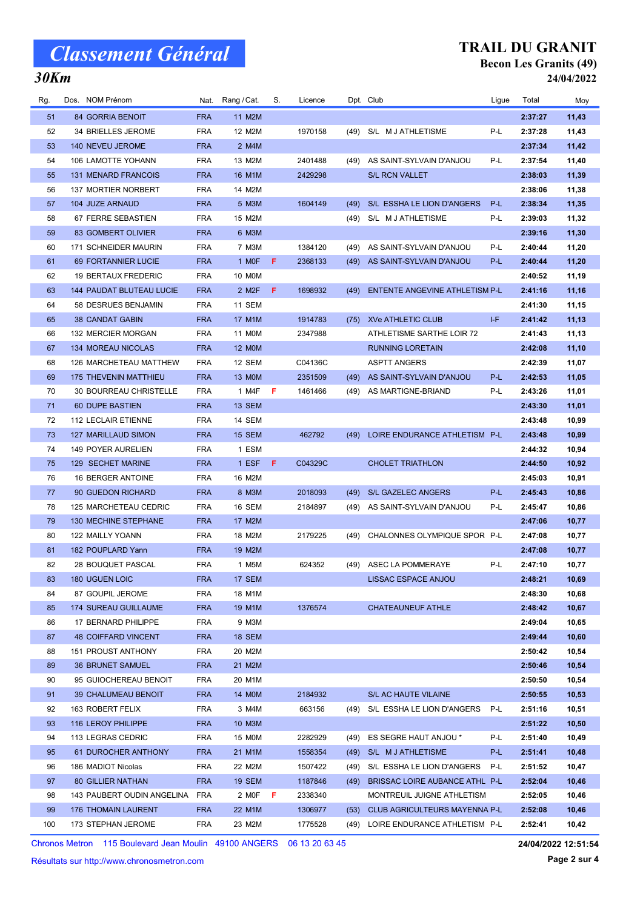# Classement Général

## 30Km

# TRAIL DU GRANIT

**Becon Les Granits (49)**

**24/04/2022**

| Rg. | Dos. | NOM Prénom | Nat. | Rang / Cat. | S. | Licence | Dpt. | Club | Ligue | Total | Moy |
|---|---|---|---|---|---|---|---|---|---|---|---|
| 51 | 84 | GORRIA BENOIT | FRA | 11 M2M | | | | | | 2:37:27 | 11,43 |
| 52 | 34 | BRIELLES JEROME | FRA | 12 M2M | | 1970158 | (49) | S/L M J ATHLETISME | P-L | 2:37:28 | 11,43 |
| 53 | 140 | NEVEU JEROME | FRA | 2 M4M | | | | | | 2:37:34 | 11,42 |
| 54 | 106 | LAMOTTE YOHANN | FRA | 13 M2M | | 2401488 | (49) | AS SAINT-SYLVAIN D'ANJOU | P-L | 2:37:54 | 11,40 |
| 55 | 131 | MENARD FRANCOIS | FRA | 16 M1M | | 2429298 | | S/L RCN VALLET | | 2:38:03 | 11,39 |
| 56 | 137 | MORTIER NORBERT | FRA | 14 M2M | | | | | | 2:38:06 | 11,38 |
| 57 | 104 | JUZE ARNAUD | FRA | 5 M3M | | 1604149 | (49) | S/L ESSHA LE LION D'ANGERS | P-L | 2:38:34 | 11,35 |
| 58 | 67 | FERRE SEBASTIEN | FRA | 15 M2M | | | (49) | S/L M J ATHLETISME | P-L | 2:39:03 | 11,32 |
| 59 | 83 | GOMBERT OLIVIER | FRA | 6 M3M | | | | | | 2:39:16 | 11,30 |
| 60 | 171 | SCHNEIDER MAURIN | FRA | 7 M3M | | 1384120 | (49) | AS SAINT-SYLVAIN D'ANJOU | P-L | 2:40:44 | 11,20 |
| 61 | 69 | FORTANNIER LUCIE | FRA | 1 M0F | F | 2368133 | (49) | AS SAINT-SYLVAIN D'ANJOU | P-L | 2:40:44 | 11,20 |
| 62 | 19 | BERTAUX FREDERIC | FRA | 10 M0M | | | | | | 2:40:52 | 11,19 |
| 63 | 144 | PAUDAT BLUTEAU LUCIE | FRA | 2 M2F | F | 1698932 | (49) | ENTENTE ANGEVINE ATHLETISM | P-L | 2:41:16 | 11,16 |
| 64 | 58 | DESRUES BENJAMIN | FRA | 11 SEM | | | | | | 2:41:30 | 11,15 |
| 65 | 38 | CANDAT GABIN | FRA | 17 M1M | | 1914783 | (75) | XVe ATHLETIC CLUB | I-F | 2:41:42 | 11,13 |
| 66 | 132 | MERCIER MORGAN | FRA | 11 M0M | | 2347988 | | ATHLETISME SARTHE LOIR 72 | | 2:41:43 | 11,13 |
| 67 | 134 | MOREAU NICOLAS | FRA | 12 M0M | | | | RUNNING LORETAIN | | 2:42:08 | 11,10 |
| 68 | 126 | MARCHETEAU MATTHEW | FRA | 12 SEM | | C04136C | | ASPTT ANGERS | | 2:42:39 | 11,07 |
| 69 | 175 | THEVENIN MATTHIEU | FRA | 13 M0M | | 2351509 | (49) | AS SAINT-SYLVAIN D'ANJOU | P-L | 2:42:53 | 11,05 |
| 70 | 30 | BOURREAU CHRISTELLE | FRA | 1 M4F | F | 1461466 | (49) | AS MARTIGNE-BRIAND | P-L | 2:43:26 | 11,01 |
| 71 | 60 | DUPE BASTIEN | FRA | 13 SEM | | | | | | 2:43:30 | 11,01 |
| 72 | 112 | LECLAIR ETIENNE | FRA | 14 SEM | | | | | | 2:43:48 | 10,99 |
| 73 | 127 | MARILLAUD SIMON | FRA | 15 SEM | | 462792 | (49) | LOIRE ENDURANCE ATHLETISM | P-L | 2:43:48 | 10,99 |
| 74 | 149 | POYER AURELIEN | FRA | 1 ESM | | | | | | 2:44:32 | 10,94 |
| 75 | 129 | SECHET MARINE | FRA | 1 ESF | F | C04329C | | CHOLET TRIATHLON | | 2:44:50 | 10,92 |
| 76 | 16 | BERGER ANTOINE | FRA | 16 M2M | | | | | | 2:45:03 | 10,91 |
| 77 | 90 | GUEDON RICHARD | FRA | 8 M3M | | 2018093 | (49) | S/L GAZELEC ANGERS | P-L | 2:45:43 | 10,86 |
| 78 | 125 | MARCHETEAU CEDRIC | FRA | 16 SEM | | 2184897 | (49) | AS SAINT-SYLVAIN D'ANJOU | P-L | 2:45:47 | 10,86 |
| 79 | 130 | MECHINE STEPHANE | FRA | 17 M2M | | | | | | 2:47:06 | 10,77 |
| 80 | 122 | MAILLY YOANN | FRA | 18 M2M | | 2179225 | (49) | CHALONNES OLYMPIQUE SPOR | P-L | 2:47:08 | 10,77 |
| 81 | 182 | POUPLARD Yann | FRA | 19 M2M | | | | | | 2:47:08 | 10,77 |
| 82 | 28 | BOUQUET PASCAL | FRA | 1 M5M | | 624352 | (49) | ASEC LA POMMERAYE | P-L | 2:47:10 | 10,77 |
| 83 | 180 | UGUEN LOIC | FRA | 17 SEM | | | | LISSAC ESPACE ANJOU | | 2:48:21 | 10,69 |
| 84 | 87 | GOUPIL JEROME | FRA | 18 M1M | | | | | | 2:48:30 | 10,68 |
| 85 | 174 | SUREAU GUILLAUME | FRA | 19 M1M | | 1376574 | | CHATEAUNEUF ATHLE | | 2:48:42 | 10,67 |
| 86 | 17 | BERNARD PHILIPPE | FRA | 9 M3M | | | | | | 2:49:04 | 10,65 |
| 87 | 48 | COIFFARD VINCENT | FRA | 18 SEM | | | | | | 2:49:44 | 10,60 |
| 88 | 151 | PROUST ANTHONY | FRA | 20 M2M | | | | | | 2:50:42 | 10,54 |
| 89 | 36 | BRUNET SAMUEL | FRA | 21 M2M | | | | | | 2:50:46 | 10,54 |
| 90 | 95 | GUIOCHEREAU BENOIT | FRA | 20 M1M | | | | | | 2:50:50 | 10,54 |
| 91 | 39 | CHALUMEAU BENOIT | FRA | 14 M0M | | 2184932 | | S/L AC HAUTE VILAINE | | 2:50:55 | 10,53 |
| 92 | 163 | ROBERT FELIX | FRA | 3 M4M | | 663156 | (49) | S/L ESSHA LE LION D'ANGERS | P-L | 2:51:16 | 10,51 |
| 93 | 116 | LEROY PHILIPPE | FRA | 10 M3M | | | | | | 2:51:22 | 10,50 |
| 94 | 113 | LEGRAS CEDRIC | FRA | 15 M0M | | 2282929 | (49) | ES SEGRE HAUT ANJOU * | P-L | 2:51:40 | 10,49 |
| 95 | 61 | DUROCHER ANTHONY | FRA | 21 M1M | | 1558354 | (49) | S/L M J ATHLETISME | P-L | 2:51:41 | 10,48 |
| 96 | 186 | MADIOT Nicolas | FRA | 22 M2M | | 1507422 | (49) | S/L ESSHA LE LION D'ANGERS | P-L | 2:51:52 | 10,47 |
| 97 | 80 | GILLIER NATHAN | FRA | 19 SEM | | 1187846 | (49) | BRISSAC LOIRE AUBANCE ATHL | P-L | 2:52:04 | 10,46 |
| 98 | 143 | PAUBERT OUDIN ANGELINA | FRA | 2 M0F | F | 2338340 | | MONTREUIL JUIGNE ATHLETISM | | 2:52:05 | 10,46 |
| 99 | 176 | THOMAIN LAURENT | FRA | 22 M1M | | 1306977 | (53) | CLUB AGRICULTEURS MAYENNA | P-L | 2:52:08 | 10,46 |
| 100 | 173 | STEPHAN JEROME | FRA | 23 M2M | | 1775528 | (49) | LOIRE ENDURANCE ATHLETISM | P-L | 2:52:41 | 10,42 |

Chronos Metron 115 Boulevard Jean Moulin 49100 ANGERS 06 13 20 63 45

Résultats sur http://www.chronosmetron.com

**24/04/2022 12:51:54**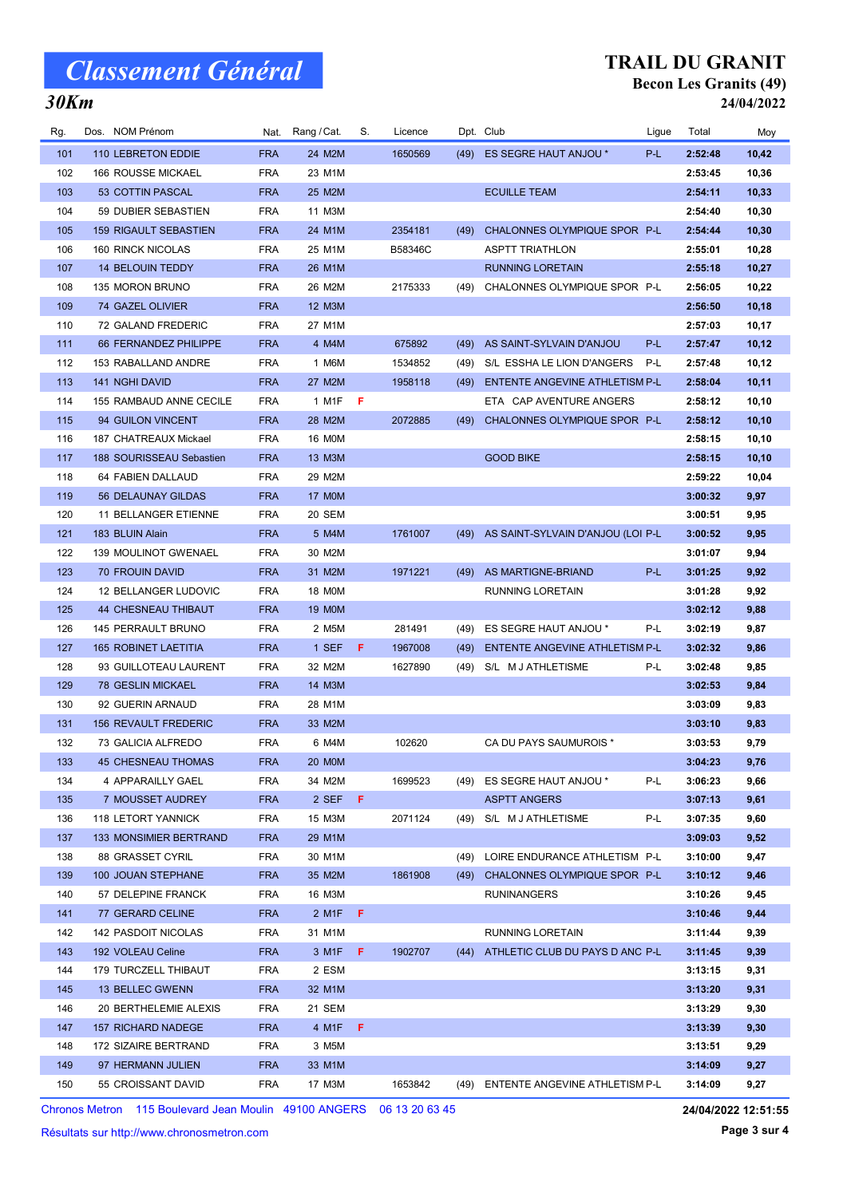# Classement Général

*30Km*

## TRAIL DU GRANIT

**Becon Les Granits (49)**

**24/04/2022**

| Rg. | Dos. | NOM Prénom | Nat. | Rang / Cat. | S. | Licence | Dpt. | Club | Ligue | Total | Moy |
|---|---|---|---|---|---|---|---|---|---|---|---|
| 101 | 110 | LEBRETON EDDIE | FRA | 24 M2M | | 1650569 | (49) | ES SEGRE HAUT ANJOU * | P-L | 2:52:48 | 10,42 |
| 102 | 166 | ROUSSE MICKAEL | FRA | 23 M1M | | | | | | 2:53:45 | 10,36 |
| 103 | 53 | COTTIN PASCAL | FRA | 25 M2M | | | | ECUILLE TEAM | | 2:54:11 | 10,33 |
| 104 | 59 | DUBIER SEBASTIEN | FRA | 11 M3M | | | | | | 2:54:40 | 10,30 |
| 105 | 159 | RIGAULT SEBASTIEN | FRA | 24 M1M | | 2354181 | (49) | CHALONNES OLYMPIQUE SPOR | P-L | 2:54:44 | 10,30 |
| 106 | 160 | RINCK NICOLAS | FRA | 25 M1M | | B58346C | | ASPTT TRIATHLON | | 2:55:01 | 10,28 |
| 107 | 14 | BELOUIN TEDDY | FRA | 26 M1M | | | | RUNNING LORETAIN | | 2:55:18 | 10,27 |
| 108 | 135 | MORON BRUNO | FRA | 26 M2M | | 2175333 | (49) | CHALONNES OLYMPIQUE SPOR | P-L | 2:56:05 | 10,22 |
| 109 | 74 | GAZEL OLIVIER | FRA | 12 M3M | | | | | | 2:56:50 | 10,18 |
| 110 | 72 | GALAND FREDERIC | FRA | 27 M1M | | | | | | 2:57:03 | 10,17 |
| 111 | 66 | FERNANDEZ PHILIPPE | FRA | 4 M4M | | 675892 | (49) | AS SAINT-SYLVAIN D'ANJOU | P-L | 2:57:47 | 10,12 |
| 112 | 153 | RABALLAND ANDRE | FRA | 1 M6M | | 1534852 | (49) | S/L ESSHA LE LION D'ANGERS | P-L | 2:57:48 | 10,12 |
| 113 | 141 | NGHI DAVID | FRA | 27 M2M | | 1958118 | (49) | ENTENTE ANGEVINE ATHLETISM | P-L | 2:58:04 | 10,11 |
| 114 | 155 | RAMBAUD ANNE CECILE | FRA | 1 M1F | F | | | ETA CAP AVENTURE ANGERS | | 2:58:12 | 10,10 |
| 115 | 94 | GUILON VINCENT | FRA | 28 M2M | | 2072885 | (49) | CHALONNES OLYMPIQUE SPOR | P-L | 2:58:12 | 10,10 |
| 116 | 187 | CHATREAUX Mickael | FRA | 16 M0M | | | | | | 2:58:15 | 10,10 |
| 117 | 188 | SOURISSEAU Sebastien | FRA | 13 M3M | | | | GOOD BIKE | | 2:58:15 | 10,10 |
| 118 | 64 | FABIEN DALLAUD | FRA | 29 M2M | | | | | | 2:59:22 | 10,04 |
| 119 | 56 | DELAUNAY GILDAS | FRA | 17 M0M | | | | | | 3:00:32 | 9,97 |
| 120 | 11 | BELLANGER ETIENNE | FRA | 20 SEM | | | | | | 3:00:51 | 9,95 |
| 121 | 183 | BLUIN Alain | FRA | 5 M4M | | 1761007 | (49) | AS SAINT-SYLVAIN D'ANJOU (LOI | P-L | 3:00:52 | 9,95 |
| 122 | 139 | MOULINOT GWENAEL | FRA | 30 M2M | | | | | | 3:01:07 | 9,94 |
| 123 | 70 | FROUIN DAVID | FRA | 31 M2M | | 1971221 | (49) | AS MARTIGNE-BRIAND | P-L | 3:01:25 | 9,92 |
| 124 | 12 | BELLANGER LUDOVIC | FRA | 18 M0M | | | | RUNNING LORETAIN | | 3:01:28 | 9,92 |
| 125 | 44 | CHESNEAU THIBAUT | FRA | 19 M0M | | | | | | 3:02:12 | 9,88 |
| 126 | 145 | PERRAULT BRUNO | FRA | 2 M5M | | 281491 | (49) | ES SEGRE HAUT ANJOU * | P-L | 3:02:19 | 9,87 |
| 127 | 165 | ROBINET LAETITIA | FRA | 1 SEF | F | 1967008 | (49) | ENTENTE ANGEVINE ATHLETISM | P-L | 3:02:32 | 9,86 |
| 128 | 93 | GUILLOTEAU LAURENT | FRA | 32 M2M | | 1627890 | (49) | S/L M J ATHLETISME | P-L | 3:02:48 | 9,85 |
| 129 | 78 | GESLIN MICKAEL | FRA | 14 M3M | | | | | | 3:02:53 | 9,84 |
| 130 | 92 | GUERIN ARNAUD | FRA | 28 M1M | | | | | | 3:03:09 | 9,83 |
| 131 | 156 | REVAULT FREDERIC | FRA | 33 M2M | | | | | | 3:03:10 | 9,83 |
| 132 | 73 | GALICIA ALFREDO | FRA | 6 M4M | | 102620 | | CA DU PAYS SAUMUROIS * | | 3:03:53 | 9,79 |
| 133 | 45 | CHESNEAU THOMAS | FRA | 20 M0M | | | | | | 3:04:23 | 9,76 |
| 134 | 4 | APPARAILLY GAEL | FRA | 34 M2M | | 1699523 | (49) | ES SEGRE HAUT ANJOU * | P-L | 3:06:23 | 9,66 |
| 135 | 7 | MOUSSET AUDREY | FRA | 2 SEF | F | | | ASPTT ANGERS | | 3:07:13 | 9,61 |
| 136 | 118 | LETORT YANNICK | FRA | 15 M3M | | 2071124 | (49) | S/L M J ATHLETISME | P-L | 3:07:35 | 9,60 |
| 137 | 133 | MONSIMIER BERTRAND | FRA | 29 M1M | | | | | | 3:09:03 | 9,52 |
| 138 | 88 | GRASSET CYRIL | FRA | 30 M1M | | | (49) | LOIRE ENDURANCE ATHLETISM | P-L | 3:10:00 | 9,47 |
| 139 | 100 | JOUAN STEPHANE | FRA | 35 M2M | | 1861908 | (49) | CHALONNES OLYMPIQUE SPOR | P-L | 3:10:12 | 9,46 |
| 140 | 57 | DELEPINE FRANCK | FRA | 16 M3M | | | | RUNINANGERS | | 3:10:26 | 9,45 |
| 141 | 77 | GERARD CELINE | FRA | 2 M1F | F | | | | | 3:10:46 | 9,44 |
| 142 | 142 | PASDOIT NICOLAS | FRA | 31 M1M | | | | RUNNING LORETAIN | | 3:11:44 | 9,39 |
| 143 | 192 | VOLEAU Celine | FRA | 3 M1F | F | 1902707 | (44) | ATHLETIC CLUB DU PAYS D ANC | P-L | 3:11:45 | 9,39 |
| 144 | 179 | TURCZELL THIBAUT | FRA | 2 ESM | | | | | | 3:13:15 | 9,31 |
| 145 | 13 | BELLEC GWENN | FRA | 32 M1M | | | | | | 3:13:20 | 9,31 |
| 146 | 20 | BERTHELEMIE ALEXIS | FRA | 21 SEM | | | | | | 3:13:29 | 9,30 |
| 147 | 157 | RICHARD NADEGE | FRA | 4 M1F | F | | | | | 3:13:39 | 9,30 |
| 148 | 172 | SIZAIRE BERTRAND | FRA | 3 M5M | | | | | | 3:13:51 | 9,29 |
| 149 | 97 | HERMANN JULIEN | FRA | 33 M1M | | | | | | 3:14:09 | 9,27 |
| 150 | 55 | CROISSANT DAVID | FRA | 17 M3M | | 1653842 | (49) | ENTENTE ANGEVINE ATHLETISM | P-L | 3:14:09 | 9,27 |

Chronos Metron 115 Boulevard Jean Moulin 49100 ANGERS 06 13 20 63 45

**24/04/2022 12:51:55**

Résultats sur http://www.chronosmetron.com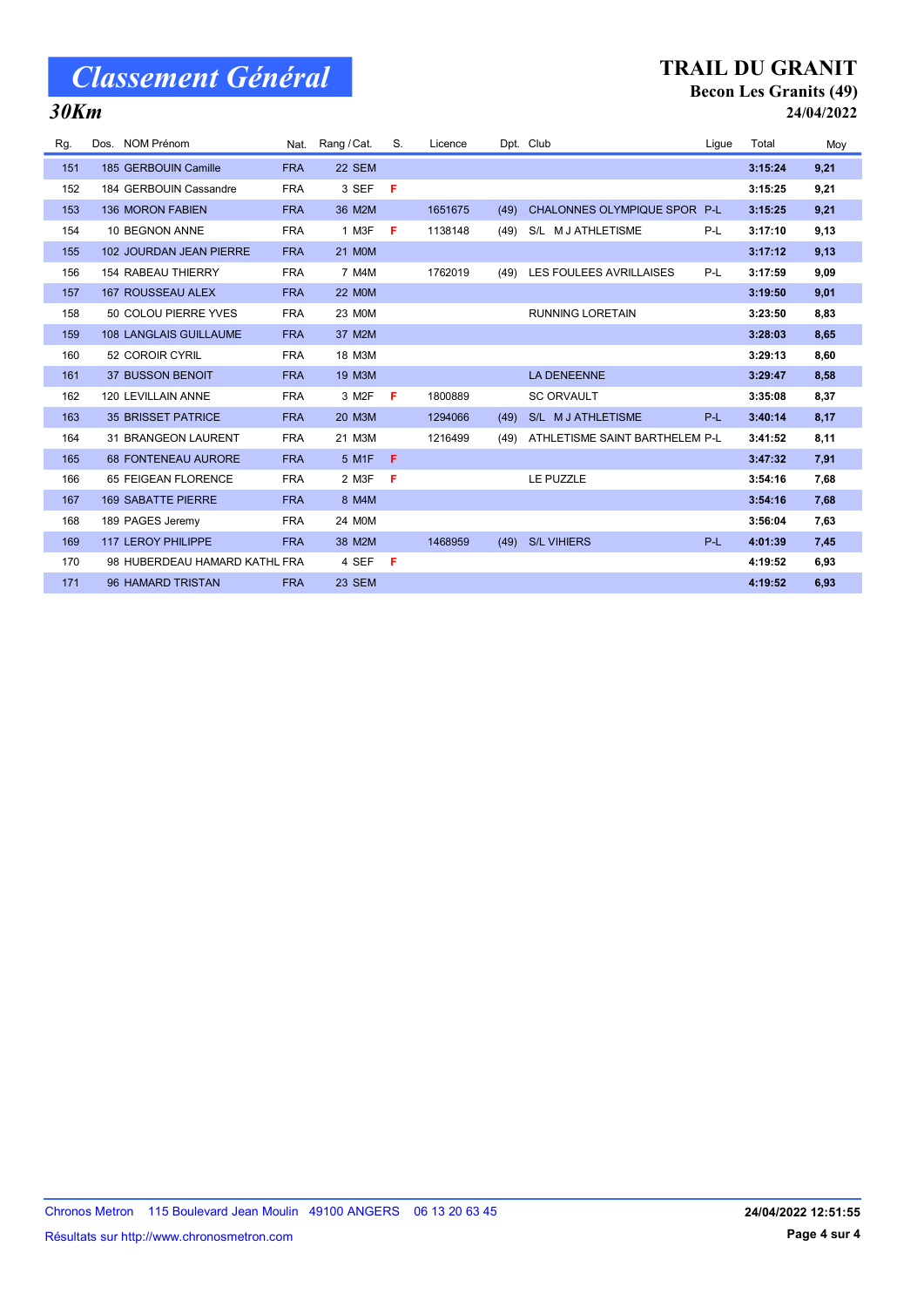# Classement Général

## 30Km

## TRAIL DU GRANIT

### Becon Les Granits (49)

### 24/04/2022

| Rg. | Dos. | NOM Prénom | Nat. | Rang / Cat. | | S. | Licence | Dpt. | Club | Ligue | Total | Moy |
|---|---|---|---|---|---|---|---|---|---|---|---|---|
| 151 | 185 | GERBOUIN Camille | FRA | 22 | SEM | | | | | | 3:15:24 | 9,21 |
| 152 | 184 | GERBOUIN Cassandre | FRA | 3 | SEF | F | | | | | 3:15:25 | 9,21 |
| 153 | 136 | MORON FABIEN | FRA | 36 | M2M | | 1651675 | (49) | CHALONNES OLYMPIQUE SPOR | P-L | 3:15:25 | 9,21 |
| 154 | 10 | BEGNON ANNE | FRA | 1 | M3F | F | 1138148 | (49) | S/L M J ATHLETISME | P-L | 3:17:10 | 9,13 |
| 155 | 102 | JOURDAN JEAN PIERRE | FRA | 21 | M0M | | | | | | 3:17:12 | 9,13 |
| 156 | 154 | RABEAU THIERRY | FRA | 7 | M4M | | 1762019 | (49) | LES FOULEES AVRILLAISES | P-L | 3:17:59 | 9,09 |
| 157 | 167 | ROUSSEAU ALEX | FRA | 22 | M0M | | | | | | 3:19:50 | 9,01 |
| 158 | 50 | COLOU PIERRE YVES | FRA | 23 | M0M | | | | RUNNING LORETAIN | | 3:23:50 | 8,83 |
| 159 | 108 | LANGLAIS GUILLAUME | FRA | 37 | M2M | | | | | | 3:28:03 | 8,65 |
| 160 | 52 | COROIR CYRIL | FRA | 18 | M3M | | | | | | 3:29:13 | 8,60 |
| 161 | 37 | BUSSON BENOIT | FRA | 19 | M3M | | | | LA DENEENNE | | 3:29:47 | 8,58 |
| 162 | 120 | LEVILLAIN ANNE | FRA | 3 | M2F | F | 1800889 | | SC ORVAULT | | 3:35:08 | 8,37 |
| 163 | 35 | BRISSET PATRICE | FRA | 20 | M3M | | 1294066 | (49) | S/L M J ATHLETISME | P-L | 3:40:14 | 8,17 |
| 164 | 31 | BRANGEON LAURENT | FRA | 21 | M3M | | 1216499 | (49) | ATHLETISME SAINT BARTHELEM | P-L | 3:41:52 | 8,11 |
| 165 | 68 | FONTENEAU AURORE | FRA | 5 | M1F | F | | | | | 3:47:32 | 7,91 |
| 166 | 65 | FEIGEAN FLORENCE | FRA | 2 | M3F | F | | | LE PUZZLE | | 3:54:16 | 7,68 |
| 167 | 169 | SABATTE PIERRE | FRA | 8 | M4M | | | | | | 3:54:16 | 7,68 |
| 168 | 189 | PAGES Jeremy | FRA | 24 | M0M | | | | | | 3:56:04 | 7,63 |
| 169 | 117 | LEROY PHILIPPE | FRA | 38 | M2M | | 1468959 | (49) | S/L VIHIERS | P-L | 4:01:39 | 7,45 |
| 170 | 98 | HUBERDEAU HAMARD KATHL | FRA | 4 | SEF | F | | | | | 4:19:52 | 6,93 |
| 171 | 96 | HAMARD TRISTAN | FRA | 23 | SEM | | | | | | 4:19:52 | 6,93 |

Chronos Metron 115 Boulevard Jean Moulin 49100 ANGERS 06 13 20 63 45

Résultats sur http://www.chronosmetron.com

24/04/2022 12:51:55